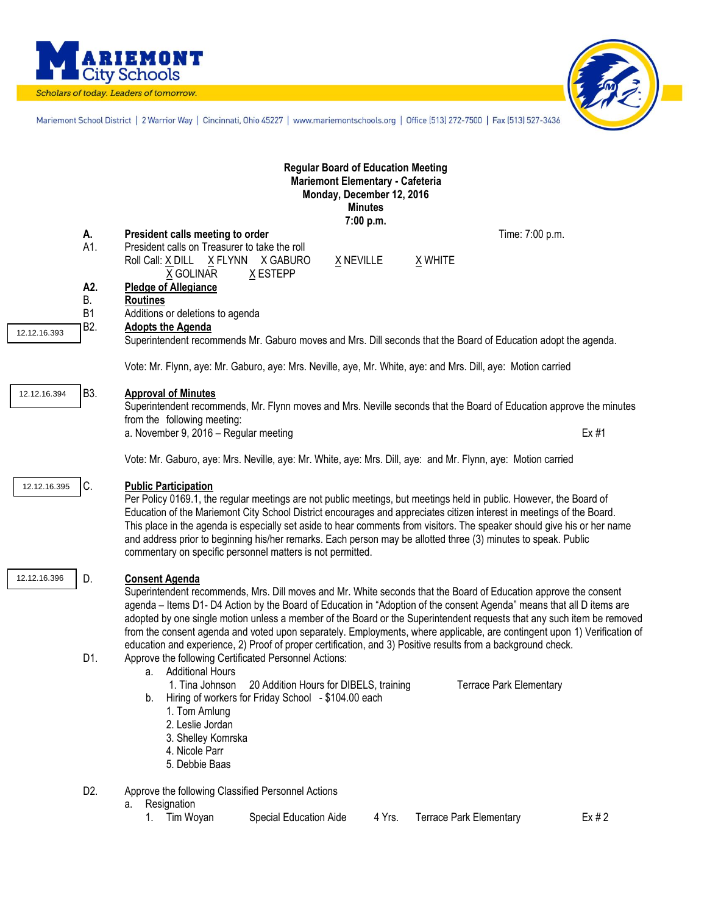**Mariemont City Schools**

*Scholars of today. Leaders of tomorrow.*

Mariemont School District | 2 Warrior Way | Cincinnati, Ohio 45227 | www.mariemontschools.org | Office (513) 272-7500 | Fax (513) 527-3436

**Regular Board of Education Meeting**
**Mariemont Elementary - Cafeteria**
**Monday, December 12, 2016**
**Minutes**
**7:00 p.m.**

**A. President calls meeting to order** — Time: 7:00 p.m.

A1. President calls on Treasurer to take the roll

Roll Call: X DILL  X FLYNN  X GABURO  X NEVILLE  X WHITE
X GOLINAR  X ESTEPP

**A2. Pledge of Allegiance**

B. **Routines**

B1 Additions or deletions to agenda

12.12.16.393 — B2. **Adopts the Agenda**

Superintendent recommends Mr. Gaburo moves and Mrs. Dill seconds that the Board of Education adopt the agenda.

Vote: Mr. Flynn, aye: Mr. Gaburo, aye: Mrs. Neville, aye, Mr. White, aye: and Mrs. Dill, aye: Motion carried

12.12.16.394 — B3. **Approval of Minutes**

Superintendent recommends, Mr. Flynn moves and Mrs. Neville seconds that the Board of Education approve the minutes from the following meeting:

a. November 9, 2016 – Regular meeting — Ex #1

Vote: Mr. Gaburo, aye: Mrs. Neville, aye: Mr. White, aye: Mrs. Dill, aye: and Mr. Flynn, aye: Motion carried

12.12.16.395 — C. **Public Participation**

Per Policy 0169.1, the regular meetings are not public meetings, but meetings held in public. However, the Board of Education of the Mariemont City School District encourages and appreciates citizen interest in meetings of the Board. This place in the agenda is especially set aside to hear comments from visitors. The speaker should give his or her name and address prior to beginning his/her remarks. Each person may be allotted three (3) minutes to speak. Public commentary on specific personnel matters is not permitted.

12.12.16.396 — D. **Consent Agenda**

Superintendent recommends, Mrs. Dill moves and Mr. White seconds that the Board of Education approve the consent agenda – Items D1- D4 Action by the Board of Education in "Adoption of the consent Agenda" means that all D items are adopted by one single motion unless a member of the Board or the Superintendent requests that any such item be removed from the consent agenda and voted upon separately. Employments, where applicable, are contingent upon 1) Verification of education and experience, 2) Proof of proper certification, and 3) Positive results from a background check.

D1. Approve the following Certificated Personnel Actions:

a. Additional Hours
   1. Tina Johnson — 20 Addition Hours for DIBELS, training — Terrace Park Elementary

b. Hiring of workers for Friday School - $104.00 each
   1. Tom Amlung
   2. Leslie Jordan
   3. Shelley Komrska
   4. Nicole Parr
   5. Debbie Baas

D2. Approve the following Classified Personnel Actions

a. Resignation
   1. Tim Woyan — Special Education Aide — 4 Yrs. — Terrace Park Elementary — Ex # 2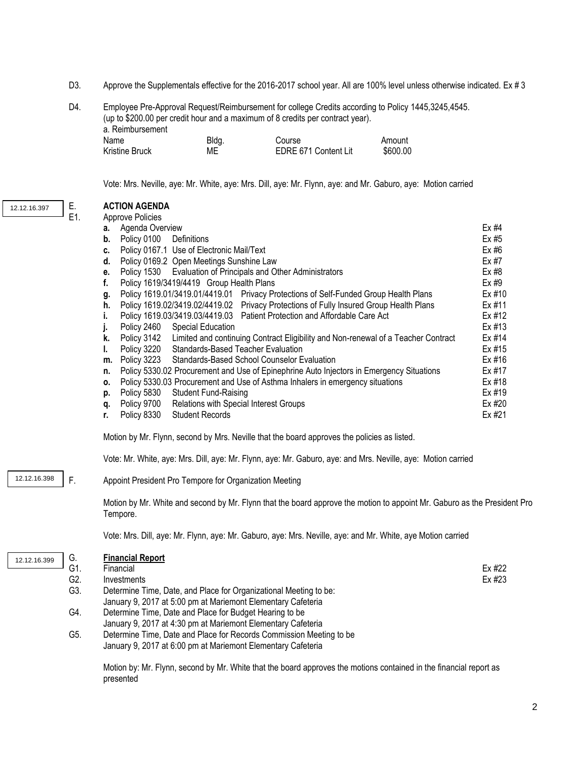D3. Approve the Supplementals effective for the 2016-2017 school year. All are 100% level unless otherwise indicated. Ex # 3

D4. Employee Pre-Approval Request/Reimbursement for college Credits according to Policy 1445,3245,4545. (up to $200.00 per credit hour and a maximum of 8 credits per contract year).

a. Reimbursement

| Name | Bldg. | Course | Amount |
|---|---|---|---|
| Kristine Bruck | ME | EDRE 671 Content Lit | $600.00 |

Vote: Mrs. Neville, aye: Mr. White, aye: Mrs. Dill, aye: Mr. Flynn, aye: and Mr. Gaburo, aye: Motion carried

12.12.16.397

E. **ACTION AGENDA**

E1. Approve Policies

| | | |
|---|---|---|
| **a.** | Agenda Overview | Ex #4 |
| **b.** | Policy 0100 Definitions | Ex #5 |
| **c.** | Policy 0167.1 Use of Electronic Mail/Text | Ex #6 |
| **d.** | Policy 0169.2 Open Meetings Sunshine Law | Ex #7 |
| **e.** | Policy 1530 Evaluation of Principals and Other Administrators | Ex #8 |
| **f.** | Policy 1619/3419/4419 Group Health Plans | Ex #9 |
| **g.** | Policy 1619.01/3419.01/4419.01 Privacy Protections of Self-Funded Group Health Plans | Ex #10 |
| **h.** | Policy 1619.02/3419.02/4419.02 Privacy Protections of Fully Insured Group Health Plans | Ex #11 |
| **i.** | Policy 1619.03/3419.03/4419.03 Patient Protection and Affordable Care Act | Ex #12 |
| **j.** | Policy 2460 Special Education | Ex #13 |
| **k.** | Policy 3142 Limited and continuing Contract Eligibility and Non-renewal of a Teacher Contract | Ex #14 |
| **l.** | Policy 3220 Standards-Based Teacher Evaluation | Ex #15 |
| **m.** | Policy 3223 Standards-Based School Counselor Evaluation | Ex #16 |
| **n.** | Policy 5330.02 Procurement and Use of Epinephrine Auto Injectors in Emergency Situations | Ex #17 |
| **o.** | Policy 5330.03 Procurement and Use of Asthma Inhalers in emergency situations | Ex #18 |
| **p.** | Policy 5830 Student Fund-Raising | Ex #19 |
| **q.** | Policy 9700 Relations with Special Interest Groups | Ex #20 |
| **r.** | Policy 8330 Student Records | Ex #21 |

Motion by Mr. Flynn, second by Mrs. Neville that the board approves the policies as listed.

Vote: Mr. White, aye: Mrs. Dill, aye: Mr. Flynn, aye: Mr. Gaburo, aye: and Mrs. Neville, aye: Motion carried

12.12.16.398

F. Appoint President Pro Tempore for Organization Meeting

Motion by Mr. White and second by Mr. Flynn that the board approve the motion to appoint Mr. Gaburo as the President Pro Tempore.

Vote: Mrs. Dill, aye: Mr. Flynn, aye: Mr. Gaburo, aye: Mrs. Neville, aye: and Mr. White, aye Motion carried

12.12.16.399

G. **Financial Report**

G1. Financial Ex #22

G2. Investments Ex #23

G3. Determine Time, Date, and Place for Organizational Meeting to be:
January 9, 2017 at 5:00 pm at Mariemont Elementary Cafeteria

G4. Determine Time, Date and Place for Budget Hearing to be
January 9, 2017 at 4:30 pm at Mariemont Elementary Cafeteria

G5. Determine Time, Date and Place for Records Commission Meeting to be
January 9, 2017 at 6:00 pm at Mariemont Elementary Cafeteria

Motion by: Mr. Flynn, second by Mr. White that the board approves the motions contained in the financial report as presented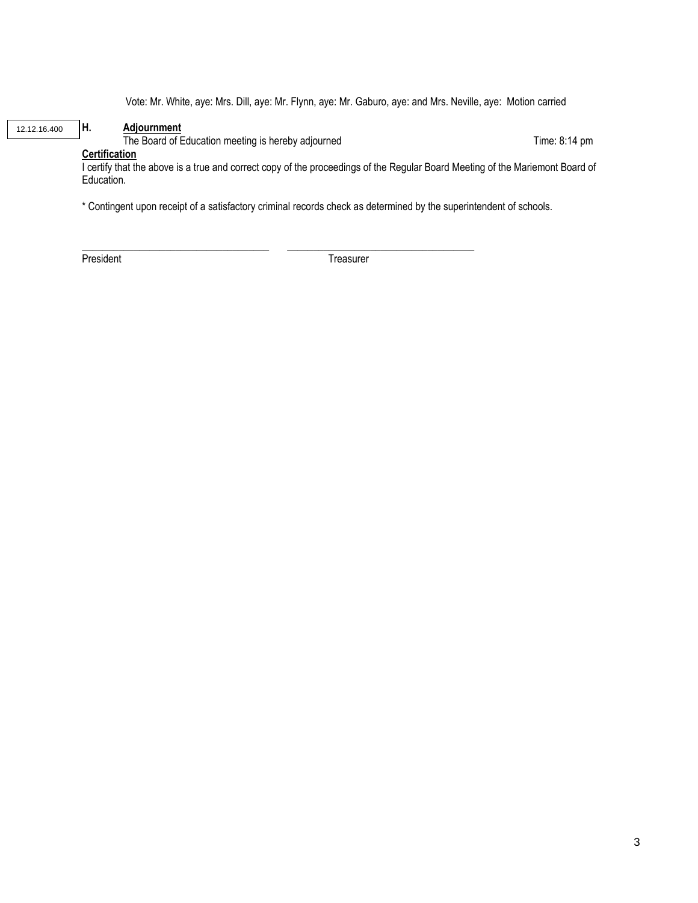Vote: Mr. White, aye: Mrs. Dill, aye: Mr. Flynn, aye: Mr. Gaburo, aye: and Mrs. Neville, aye: Motion carried

12.12.16.400 **H. Adjournment**

The Board of Education meeting is hereby adjourned Time: 8:14 pm

**Certification**

I certify that the above is a true and correct copy of the proceedings of the Regular Board Meeting of the Mariemont Board of Education.

* Contingent upon receipt of a satisfactory criminal records check as determined by the superintendent of schools.

_____________________________________ _____________________________________

President Treasurer